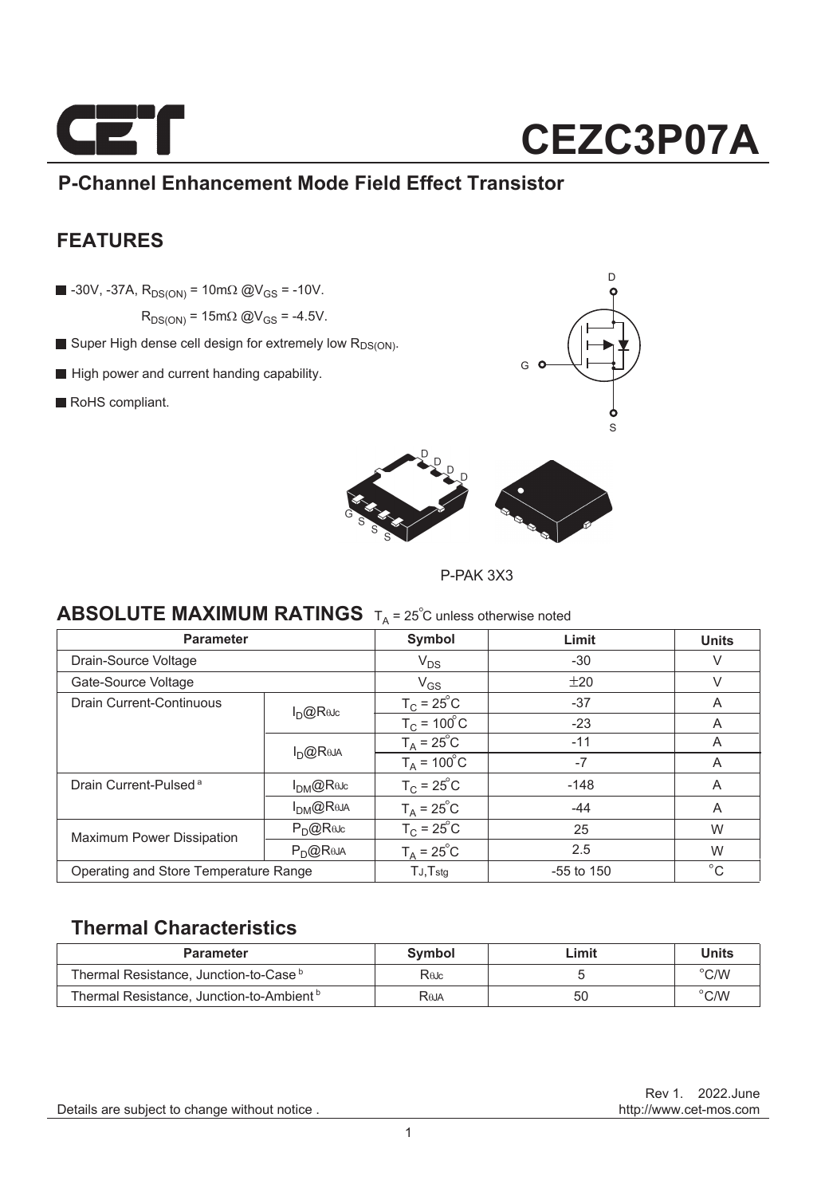# CEZC3P07A

## P-Channel Enhancement Mode Field Effect Transistor

## FEATURES

- -30V, -37A, $R_{DS(ON)}$ = 10mΩ @$V_{GS}$ = -10V.
  $R_{DS(ON)}$ = 15mΩ @$V_{GS}$ = -4.5V.
- Super High dense cell design for extremely low $R_{DS(ON)}$.
- High power and current handing capability.
- RoHS compliant.

P-PAK 3X3

## ABSOLUTE MAXIMUM RATINGS $T_A$ = 25°C unless otherwise noted

| Parameter | | Symbol | Limit | Units |
|---|---|---|---|---|
| Drain-Source Voltage | | $V_{DS}$ | -30 | V |
| Gate-Source Voltage | | $V_{GS}$ | ±20 | V |
| Drain Current-Continuous | $I_D$@$R_{\theta Jc}$ | $T_C$ = 25°C | -37 | A |
| | | $T_C$ = 100°C | -23 | A |
| | $I_D$@$R_{\theta JA}$ | $T_A$ = 25°C | -11 | A |
| | | $T_A$ = 100°C | -7 | A |
| Drain Current-Pulsed [a] | $I_{DM}$@$R_{\theta Jc}$ | $T_C$ = 25°C | -148 | A |
| | $I_{DM}$@$R_{\theta JA}$ | $T_A$ = 25°C | -44 | A |
| Maximum Power Dissipation | $P_D$@$R_{\theta Jc}$ | $T_C$ = 25°C | 25 | W |
| | $P_D$@$R_{\theta JA}$ | $T_A$ = 25°C | 2.5 | W |
| Operating and Store Temperature Range | | $T_J$,$T_{stg}$ | -55 to 150 | °C |

### Thermal Characteristics

| Parameter | Symbol | Limit | Units |
|---|---|---|---|
| Thermal Resistance, Junction-to-Case [b] | $R_{\theta Jc}$ | 5 | °C/W |
| Thermal Resistance, Junction-to-Ambient [b] | $R_{\theta JA}$ | 50 | °C/W |

Rev 1. 2022.June
http://www.cet-mos.com

Details are subject to change without notice .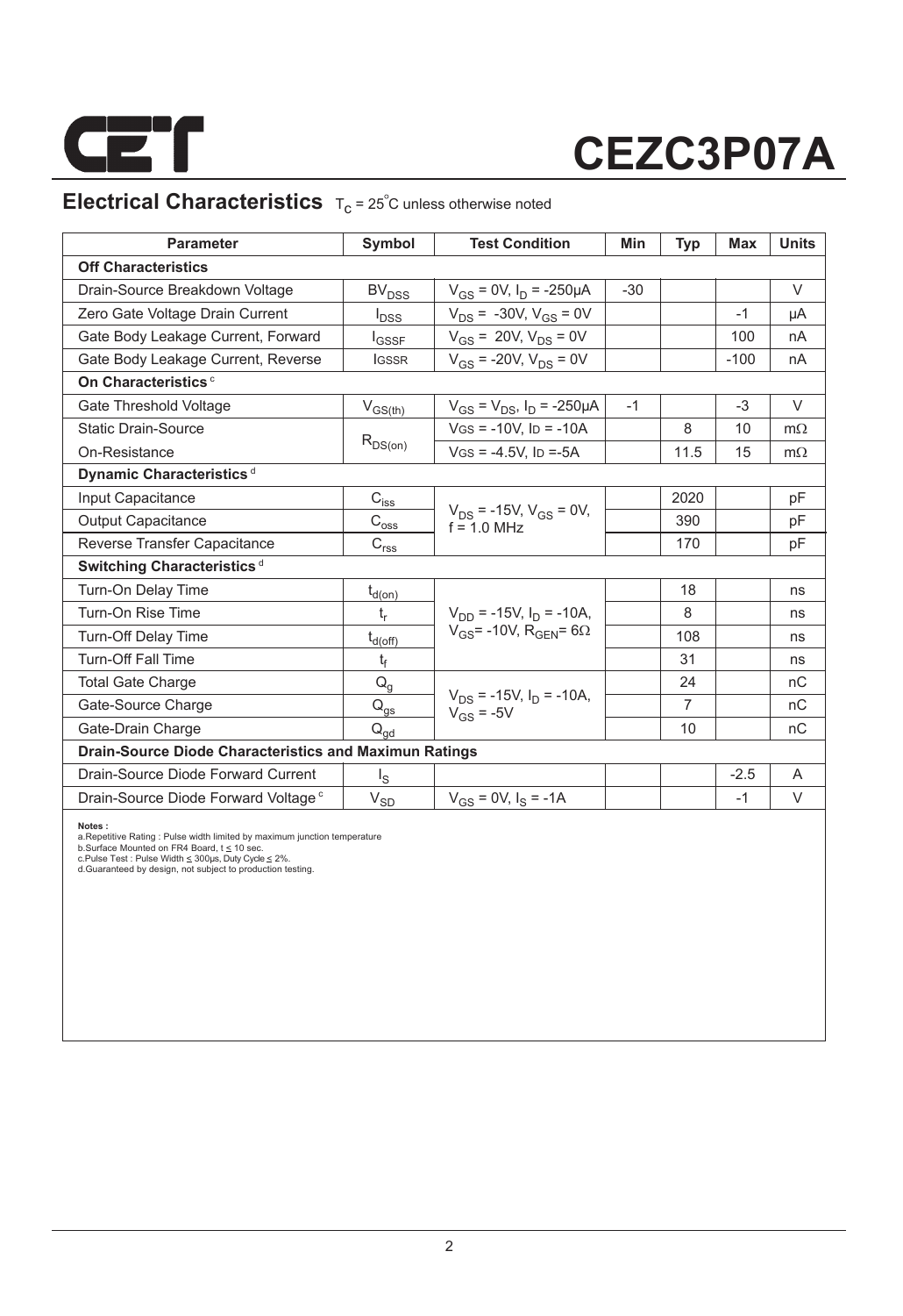# CEZC3P07A

## Electrical Characteristics $T_C = 25^{\circ}C$ unless otherwise noted

| Parameter | Symbol | Test Condition | Min | Typ | Max | Units |
|---|---|---|---|---|---|---|
| **Off Characteristics** | | | | | | |
| Drain-Source Breakdown Voltage | $BV_{DSS}$ | $V_{GS}$ = 0V, $I_D$ = -250µA | -30 | | | V |
| Zero Gate Voltage Drain Current | $I_{DSS}$ | $V_{DS}$ = -30V, $V_{GS}$ = 0V | | | -1 | µA |
| Gate Body Leakage Current, Forward | $I_{GSSF}$ | $V_{GS}$ = 20V, $V_{DS}$ = 0V | | | 100 | nA |
| Gate Body Leakage Current, Reverse | $I_{GSSR}$ | $V_{GS}$ = -20V, $V_{DS}$ = 0V | | | -100 | nA |
| **On Characteristics** [c] | | | | | | |
| Gate Threshold Voltage | $V_{GS(th)}$ | $V_{GS}$ = $V_{DS}$, $I_D$ = -250µA | -1 | | -3 | V |
| Static Drain-Source On-Resistance | $R_{DS(on)}$ | $V_{GS}$ = -10V, $I_D$ = -10A | | 8 | 10 | mΩ |
| | | $V_{GS}$ = -4.5V, $I_D$ =-5A | | 11.5 | 15 | mΩ |
| **Dynamic Characteristics** [d] | | | | | | |
| Input Capacitance | $C_{iss}$ | $V_{DS}$ = -15V, $V_{GS}$ = 0V, f = 1.0 MHz | | 2020 | | pF |
| Output Capacitance | $C_{oss}$ | | | 390 | | pF |
| Reverse Transfer Capacitance | $C_{rss}$ | | | 170 | | pF |
| **Switching Characteristics** [d] | | | | | | |
| Turn-On Delay Time | $t_{d(on)}$ | $V_{DD}$ = -15V, $I_D$ = -10A, $V_{GS}$= -10V, $R_{GEN}$= 6Ω | | 18 | | ns |
| Turn-On Rise Time | $t_r$ | | | 8 | | ns |
| Turn-Off Delay Time | $t_{d(off)}$ | | | 108 | | ns |
| Turn-Off Fall Time | $t_f$ | | | 31 | | ns |
| Total Gate Charge | $Q_g$ | $V_{DS}$ = -15V, $I_D$ = -10A, $V_{GS}$ = -5V | | 24 | | nC |
| Gate-Source Charge | $Q_{gs}$ | | | 7 | | nC |
| Gate-Drain Charge | $Q_{gd}$ | | | 10 | | nC |
| **Drain-Source Diode Characteristics and Maximun Ratings** | | | | | | |
| Drain-Source Diode Forward Current | $I_S$ | | | | -2.5 | A |
| Drain-Source Diode Forward Voltage [c] | $V_{SD}$ | $V_{GS}$ = 0V, $I_S$ = -1A | | | -1 | V |

**Notes :**

a.Repetitive Rating : Pulse width limited by maximum junction temperature
b.Surface Mounted on FR4 Board, t ≤ 10 sec.
c.Pulse Test : Pulse Width ≤ 300µs, Duty Cycle ≤ 2%.
d.Guaranteed by design, not subject to production testing.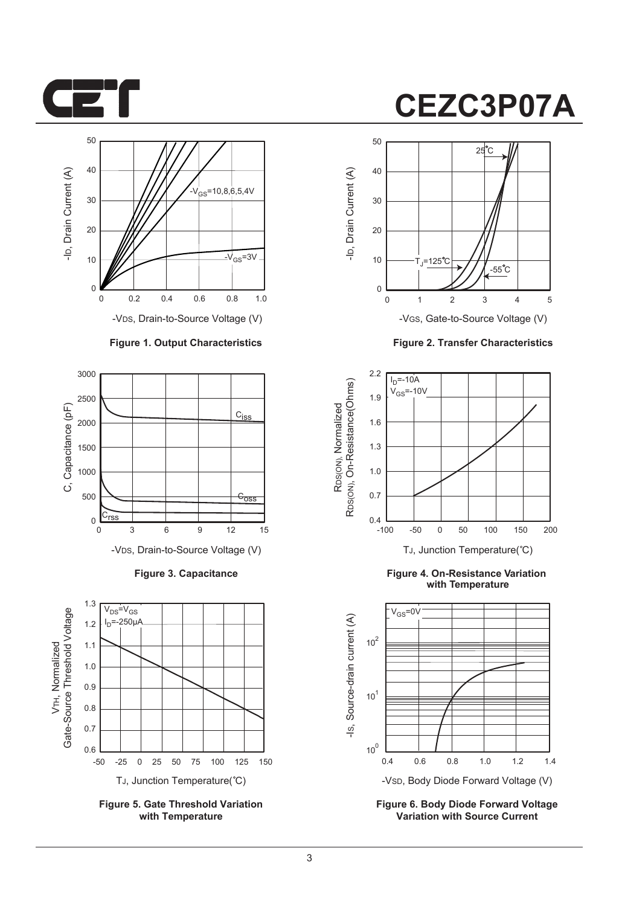# CEZC3P07A

-$I_D$, Drain Current (A)

-$V_{GS}$=10,8,6,5,4V

-$V_{GS}$=3V

-$V_{DS}$, Drain-to-Source Voltage (V)

**Figure 1. Output Characteristics**

-$I_D$, Drain Current (A)

25℃

$T_J$=125℃

-55℃

-$V_{GS}$, Gate-to-Source Voltage (V)

**Figure 2. Transfer Characteristics**

C, Capacitance (pF)

$C_{iss}$

$C_{oss}$

$C_{rss}$

-$V_{DS}$, Drain-to-Source Voltage (V)

**Figure 3. Capacitance**

$R_{DS(ON)}$, Normalized
$R_{DS(ON)}$, On-Resistance(Ohms)

$I_D$=-10A
$V_{GS}$=-10V

$T_J$, Junction Temperature(℃)

**Figure 4. On-Resistance Variation with Temperature**

$V_{TH}$, Normalized
Gate-Source Threshold Voltage

$V_{DS}$=$V_{GS}$
$I_D$=-250μA

$T_J$, Junction Temperature(℃)

**Figure 5. Gate Threshold Variation with Temperature**

-$I_S$, Source-drain current (A)

$V_{GS}$=0V

-$V_{SD}$, Body Diode Forward Voltage (V)

**Figure 6. Body Diode Forward Voltage Variation with Source Current**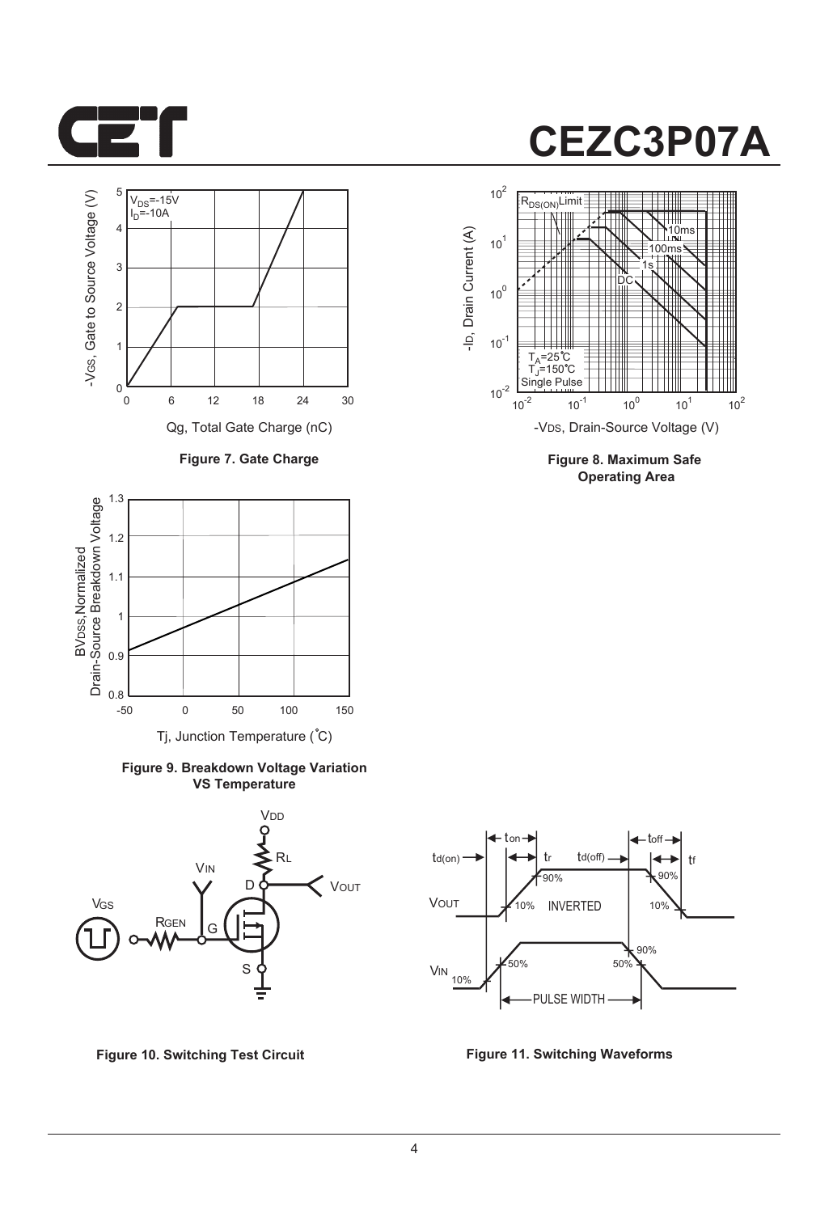# CEZC3P07A

**Figure 7. Gate Charge**

**Figure 8. Maximum Safe Operating Area**

**Figure 9. Breakdown Voltage Variation VS Temperature**

**Figure 10. Switching Test Circuit**

**Figure 11. Switching Waveforms**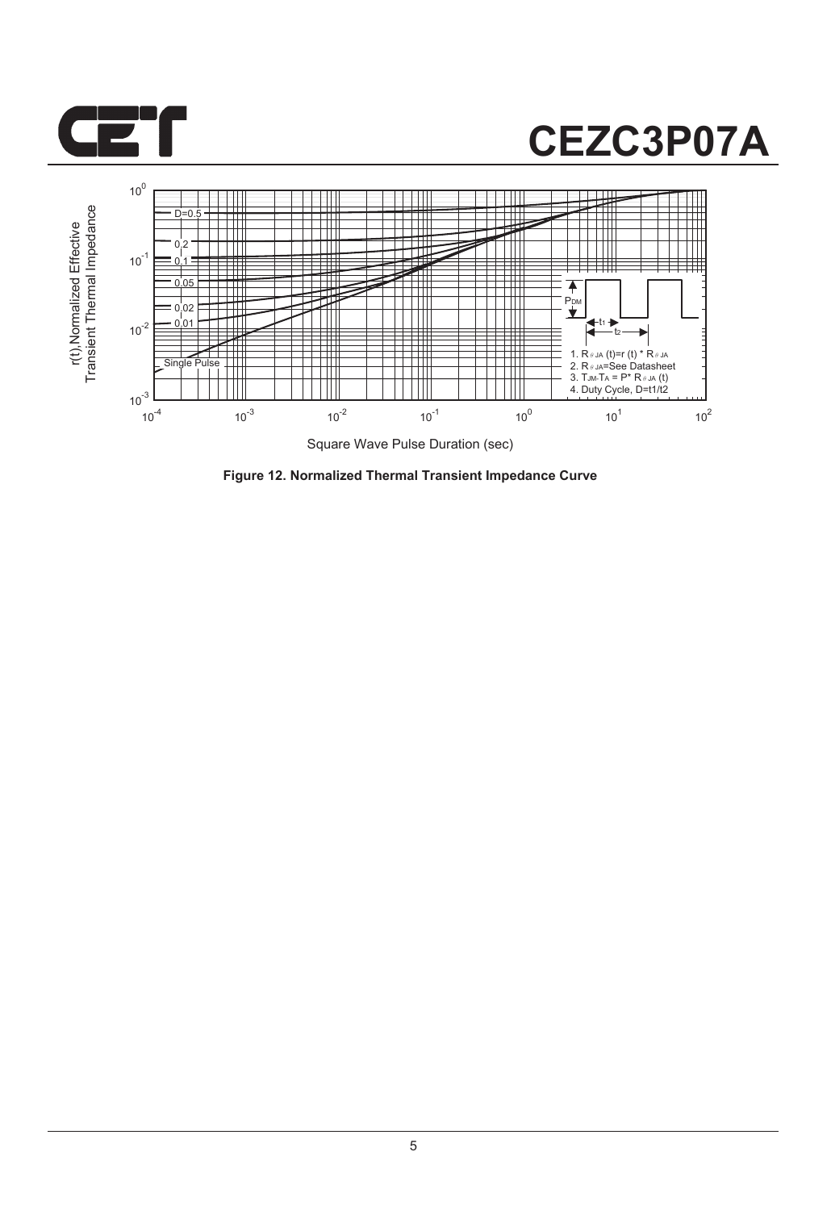# CEZC3P07A

Figure 12. Normalized Thermal Transient Impedance Curve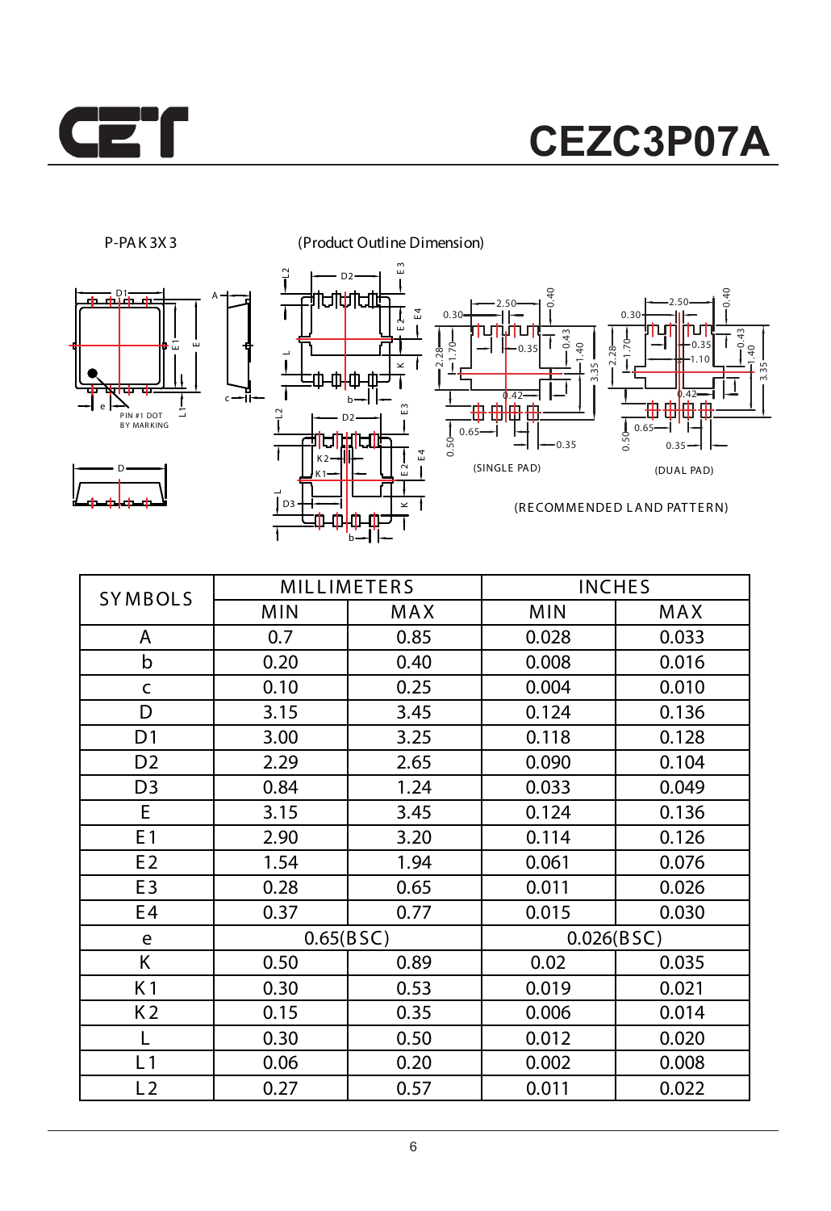# CEZC3P07A

P-PAK3X3

(Product Outline Dimension)

PIN #1 DOT BY MARKING

(SINGLE PAD)

(DUAL PAD)

(RECOMMENDED LAND PATTERN)

| SYMBOLS | MILLIMETERS | | INCHES | |
|---|---|---|---|---|
| | MIN | MAX | MIN | MAX |
| A | 0.7 | 0.85 | 0.028 | 0.033 |
| b | 0.20 | 0.40 | 0.008 | 0.016 |
| c | 0.10 | 0.25 | 0.004 | 0.010 |
| D | 3.15 | 3.45 | 0.124 | 0.136 |
| D1 | 3.00 | 3.25 | 0.118 | 0.128 |
| D2 | 2.29 | 2.65 | 0.090 | 0.104 |
| D3 | 0.84 | 1.24 | 0.033 | 0.049 |
| E | 3.15 | 3.45 | 0.124 | 0.136 |
| E1 | 2.90 | 3.20 | 0.114 | 0.126 |
| E2 | 1.54 | 1.94 | 0.061 | 0.076 |
| E3 | 0.28 | 0.65 | 0.011 | 0.026 |
| E4 | 0.37 | 0.77 | 0.015 | 0.030 |
| e | 0.65(BSC) | | 0.026(BSC) | |
| K | 0.50 | 0.89 | 0.02 | 0.035 |
| K1 | 0.30 | 0.53 | 0.019 | 0.021 |
| K2 | 0.15 | 0.35 | 0.006 | 0.014 |
| L | 0.30 | 0.50 | 0.012 | 0.020 |
| L1 | 0.06 | 0.20 | 0.002 | 0.008 |
| L2 | 0.27 | 0.57 | 0.011 | 0.022 |